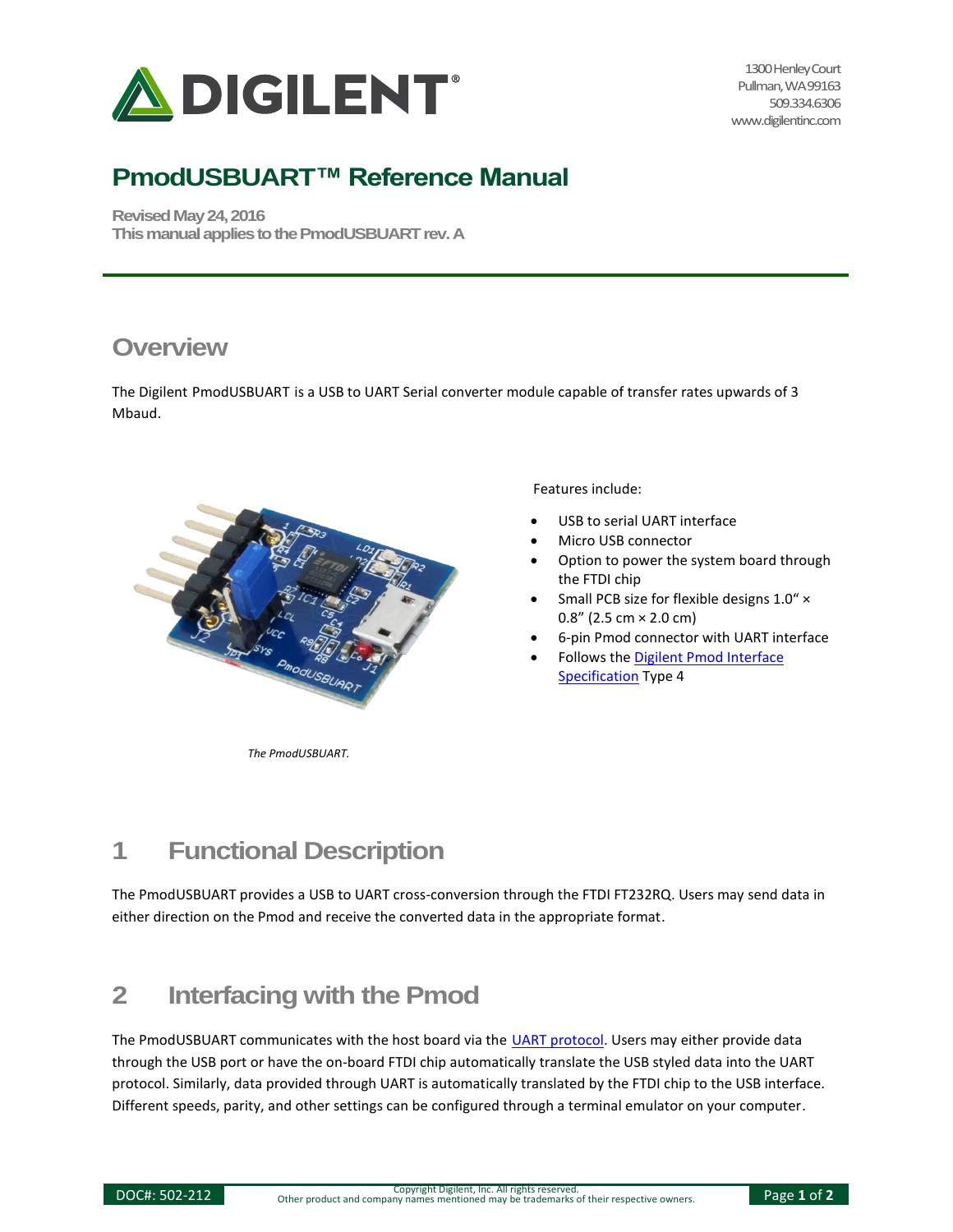# PmodUSBUART™ Reference Manual

**Revised May 24, 2016**
**This manual applies to the PmodUSBUART rev. A**

## Overview

The Digilent PmodUSBUART is a USB to UART Serial converter module capable of transfer rates upwards of 3 Mbaud.

*The PmodUSBUART.*

Features include:

- USB to serial UART interface
- Micro USB connector
- Option to power the system board through the FTDI chip
- Small PCB size for flexible designs 1.0" × 0.8" (2.5 cm × 2.0 cm)
- 6-pin Pmod connector with UART interface
- Follows the Digilent Pmod Interface Specification Type 4

## 1 Functional Description

The PmodUSBUART provides a USB to UART cross-conversion through the FTDI FT232RQ. Users may send data in either direction on the Pmod and receive the converted data in the appropriate format.

## 2 Interfacing with the Pmod

The PmodUSBUART communicates with the host board via the UART protocol. Users may either provide data through the USB port or have the on-board FTDI chip automatically translate the USB styled data into the UART protocol. Similarly, data provided through UART is automatically translated by the FTDI chip to the USB interface. Different speeds, parity, and other settings can be configured through a terminal emulator on your computer.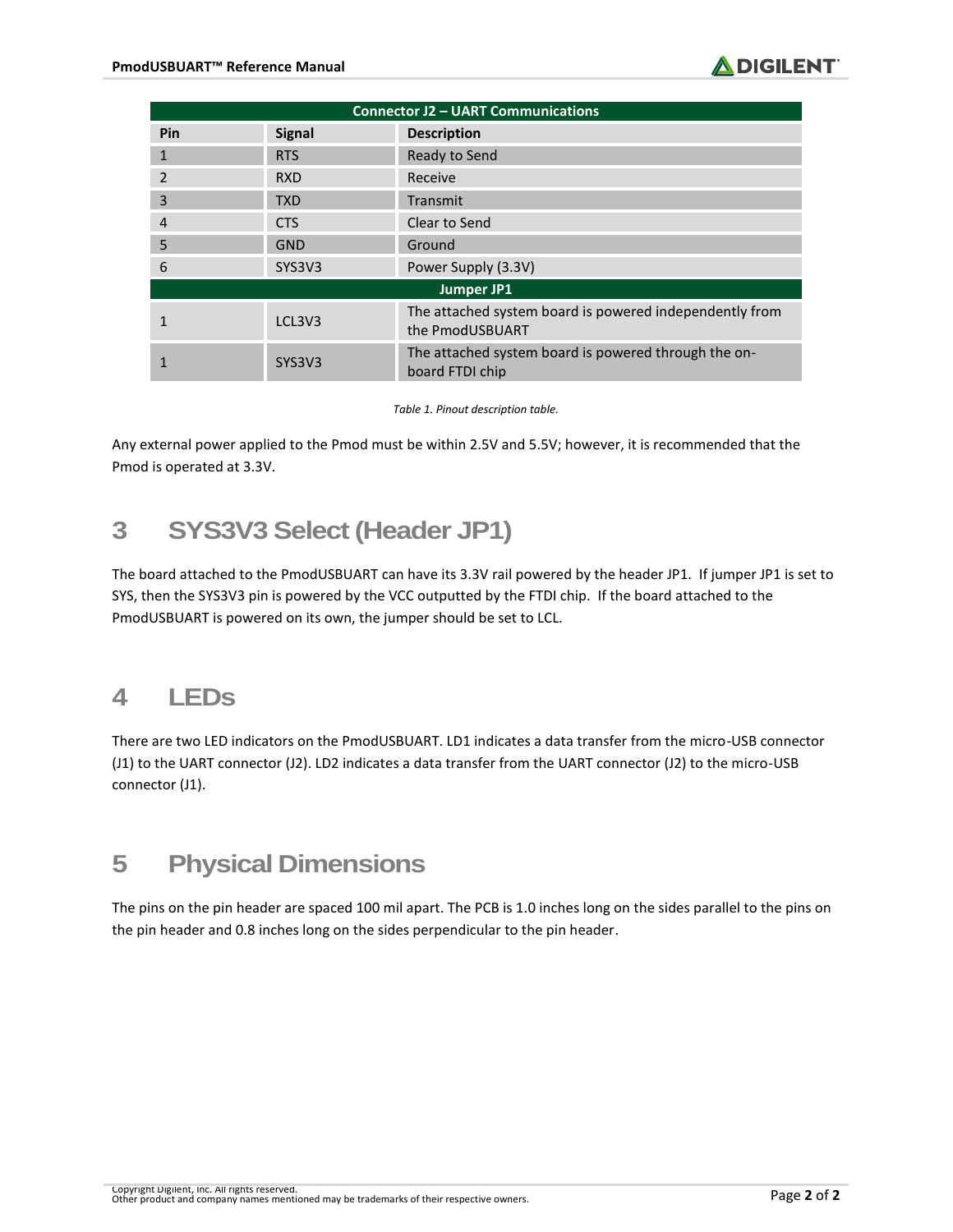| Connector J2 – UART Communications | | |
|---|---|---|
| **Pin** | **Signal** | **Description** |
| 1 | RTS | Ready to Send |
| 2 | RXD | Receive |
| 3 | TXD | Transmit |
| 4 | CTS | Clear to Send |
| 5 | GND | Ground |
| 6 | SYS3V3 | Power Supply (3.3V) |
| **Jumper JP1** | | |
| 1 | LCL3V3 | The attached system board is powered independently from the PmodUSBUART |
| 1 | SYS3V3 | The attached system board is powered through the on-board FTDI chip |

*Table 1. Pinout description table.*

Any external power applied to the Pmod must be within 2.5V and 5.5V; however, it is recommended that the Pmod is operated at 3.3V.

# 3 SYS3V3 Select (Header JP1)

The board attached to the PmodUSBUART can have its 3.3V rail powered by the header JP1. If jumper JP1 is set to SYS, then the SYS3V3 pin is powered by the VCC outputted by the FTDI chip. If the board attached to the PmodUSBUART is powered on its own, the jumper should be set to LCL.

# 4 LEDs

There are two LED indicators on the PmodUSBUART. LD1 indicates a data transfer from the micro-USB connector (J1) to the UART connector (J2). LD2 indicates a data transfer from the UART connector (J2) to the micro-USB connector (J1).

# 5 Physical Dimensions

The pins on the pin header are spaced 100 mil apart. The PCB is 1.0 inches long on the sides parallel to the pins on the pin header and 0.8 inches long on the sides perpendicular to the pin header.